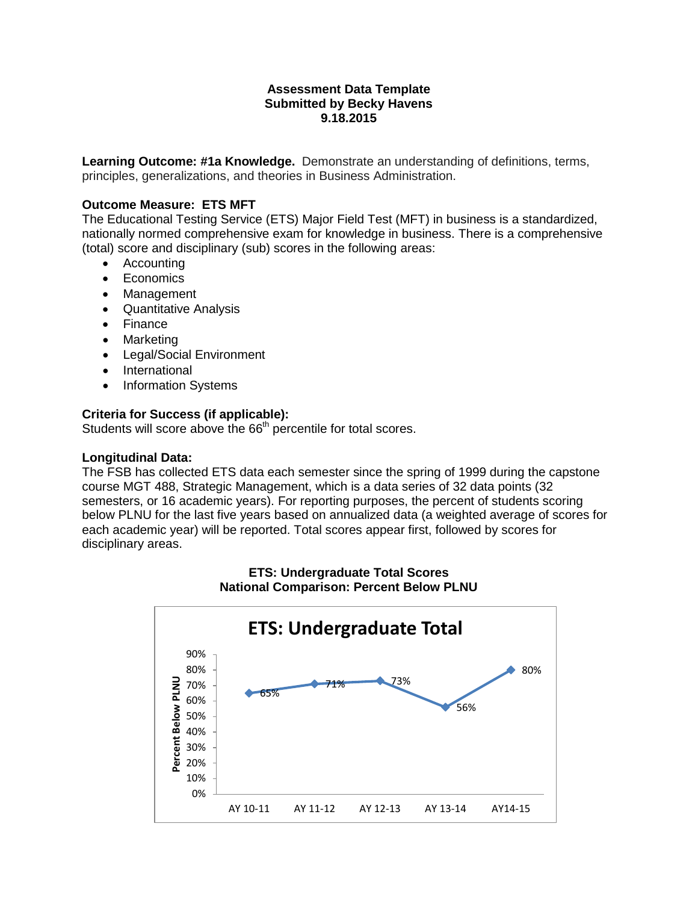**Assessment Data Template**
**Submitted by Becky Havens**
**9.18.2015**

**Learning Outcome: #1a Knowledge.** Demonstrate an understanding of definitions, terms, principles, generalizations, and theories in Business Administration.

**Outcome Measure: ETS MFT**
The Educational Testing Service (ETS) Major Field Test (MFT) in business is a standardized, nationally normed comprehensive exam for knowledge in business. There is a comprehensive (total) score and disciplinary (sub) scores in the following areas:

- Accounting
- Economics
- Management
- Quantitative Analysis
- Finance
- Marketing
- Legal/Social Environment
- International
- Information Systems

**Criteria for Success (if applicable):**
Students will score above the 66th percentile for total scores.

**Longitudinal Data:**
The FSB has collected ETS data each semester since the spring of 1999 during the capstone course MGT 488, Strategic Management, which is a data series of 32 data points (32 semesters, or 16 academic years). For reporting purposes, the percent of students scoring below PLNU for the last five years based on annualized data (a weighted average of scores for each academic year) will be reported. Total scores appear first, followed by scores for disciplinary areas.

**ETS: Undergraduate Total Scores**
**National Comparison: Percent Below PLNU**

**ETS: Undergraduate Total**

| Academic Year | Percent Below PLNU |
|---|---|
| AY 10-11 | 65% |
| AY 11-12 | 71% |
| AY 12-13 | 73% |
| AY 13-14 | 56% |
| AY14-15 | 80% |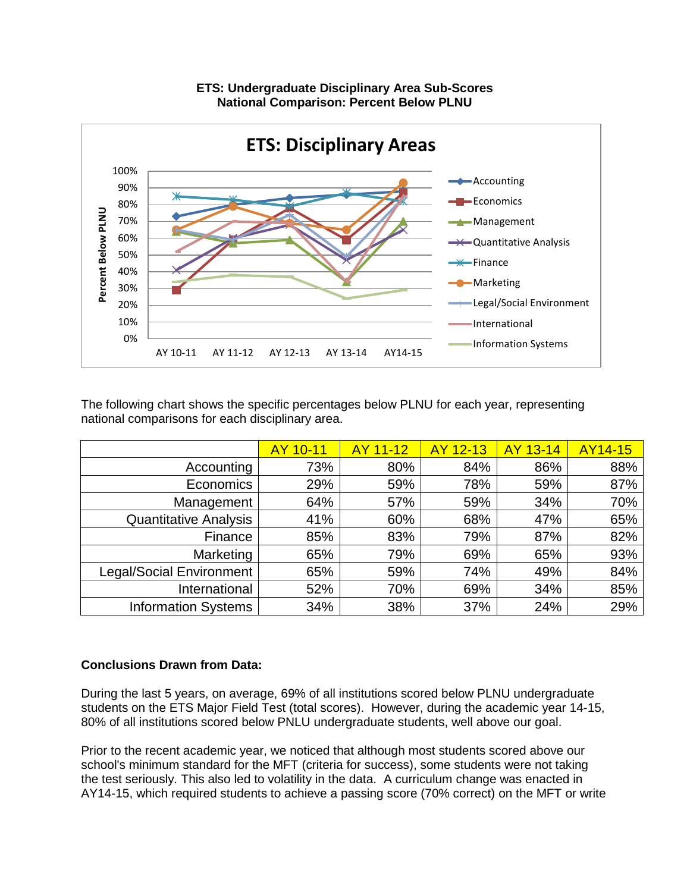**ETS: Undergraduate Disciplinary Area Sub-Scores**
**National Comparison: Percent Below PLNU**

The following chart shows the specific percentages below PLNU for each year, representing national comparisons for each disciplinary area.

| | AY 10-11 | AY 11-12 | AY 12-13 | AY 13-14 | AY14-15 |
|---|---|---|---|---|---|
| Accounting | 73% | 80% | 84% | 86% | 88% |
| Economics | 29% | 59% | 78% | 59% | 87% |
| Management | 64% | 57% | 59% | 34% | 70% |
| Quantitative Analysis | 41% | 60% | 68% | 47% | 65% |
| Finance | 85% | 83% | 79% | 87% | 82% |
| Marketing | 65% | 79% | 69% | 65% | 93% |
| Legal/Social Environment | 65% | 59% | 74% | 49% | 84% |
| International | 52% | 70% | 69% | 34% | 85% |
| Information Systems | 34% | 38% | 37% | 24% | 29% |

**Conclusions Drawn from Data:**

During the last 5 years, on average, 69% of all institutions scored below PLNU undergraduate students on the ETS Major Field Test (total scores). However, during the academic year 14-15, 80% of all institutions scored below PNLU undergraduate students, well above our goal.

Prior to the recent academic year, we noticed that although most students scored above our school's minimum standard for the MFT (criteria for success), some students were not taking the test seriously. This also led to volatility in the data. A curriculum change was enacted in AY14-15, which required students to achieve a passing score (70% correct) on the MFT or write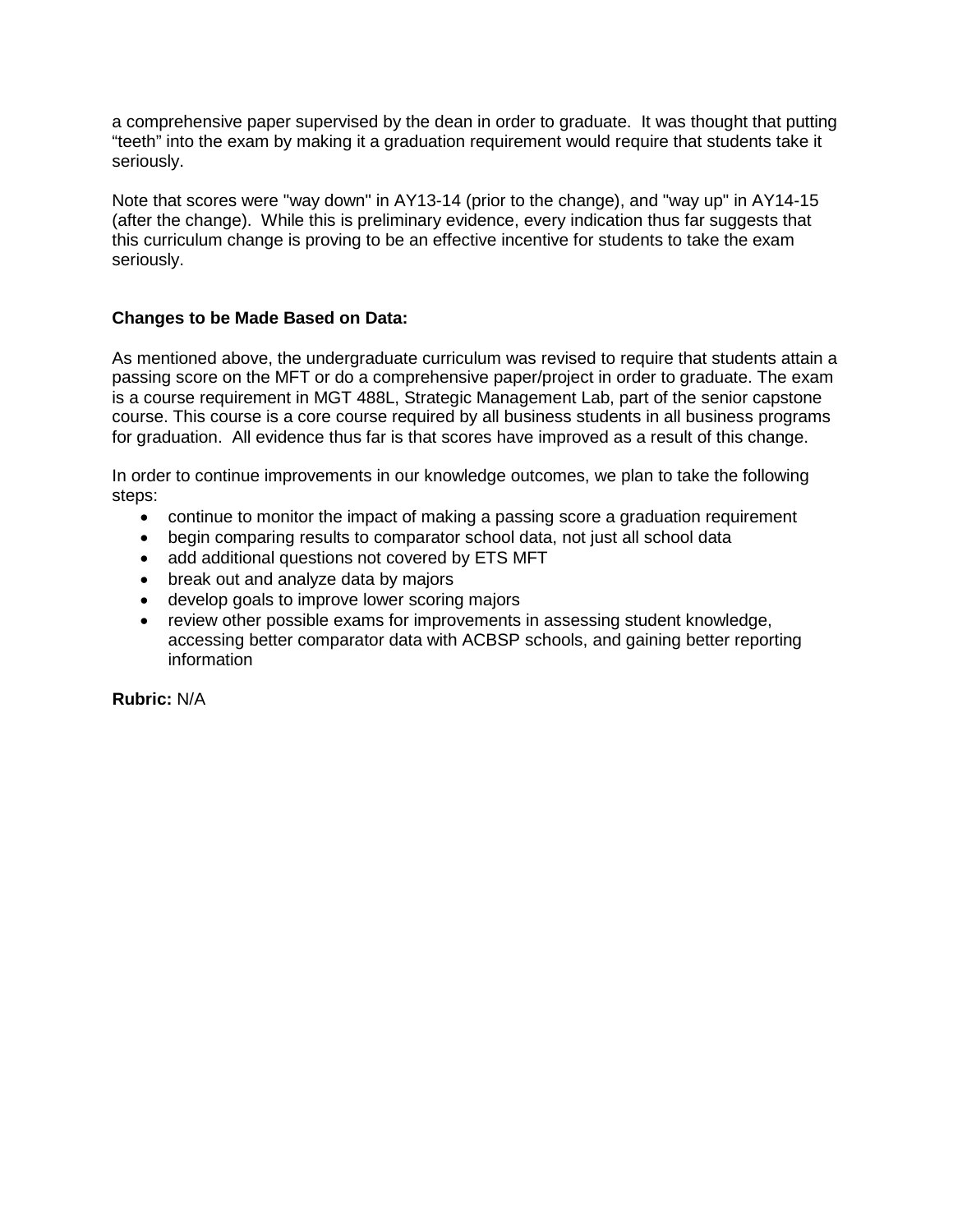a comprehensive paper supervised by the dean in order to graduate. It was thought that putting “teeth” into the exam by making it a graduation requirement would require that students take it seriously.

Note that scores were "way down" in AY13-14 (prior to the change), and "way up" in AY14-15 (after the change). While this is preliminary evidence, every indication thus far suggests that this curriculum change is proving to be an effective incentive for students to take the exam seriously.

**Changes to be Made Based on Data:**

As mentioned above, the undergraduate curriculum was revised to require that students attain a passing score on the MFT or do a comprehensive paper/project in order to graduate. The exam is a course requirement in MGT 488L, Strategic Management Lab, part of the senior capstone course. This course is a core course required by all business students in all business programs for graduation. All evidence thus far is that scores have improved as a result of this change.

In order to continue improvements in our knowledge outcomes, we plan to take the following steps:

- continue to monitor the impact of making a passing score a graduation requirement
- begin comparing results to comparator school data, not just all school data
- add additional questions not covered by ETS MFT
- break out and analyze data by majors
- develop goals to improve lower scoring majors
- review other possible exams for improvements in assessing student knowledge, accessing better comparator data with ACBSP schools, and gaining better reporting information

**Rubric:** N/A